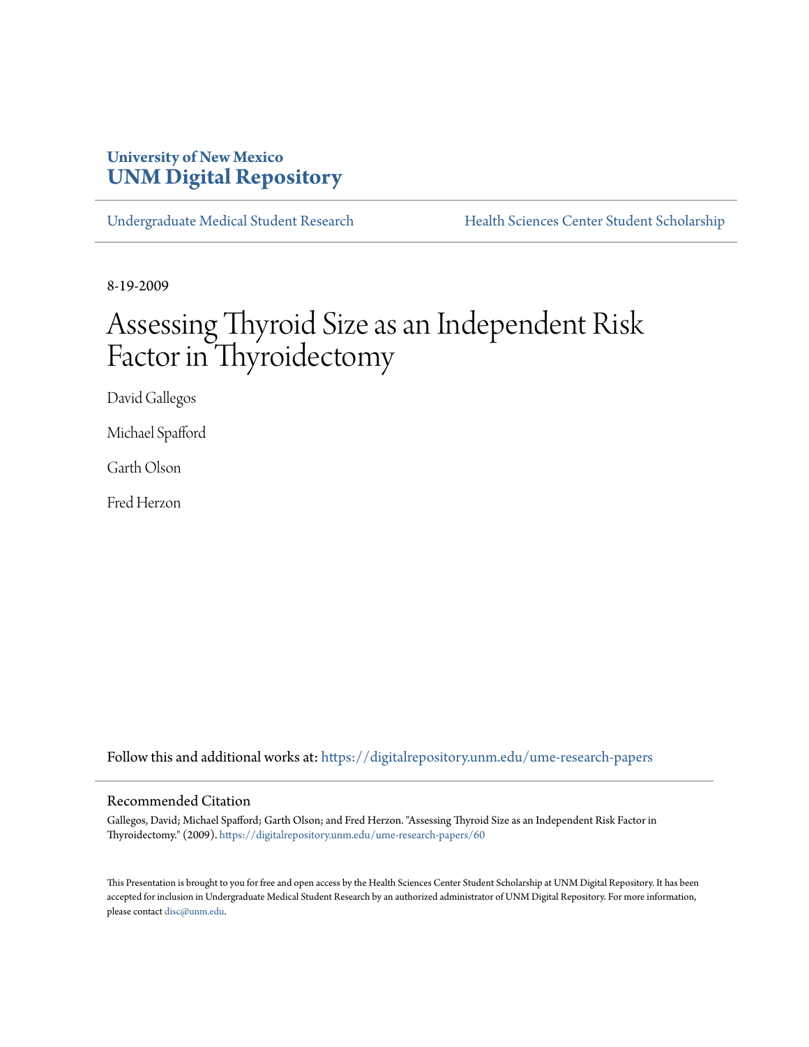**University of New Mexico**
**UNM Digital Repository**

Undergraduate Medical Student Research | Health Sciences Center Student Scholarship

8-19-2009

# Assessing Thyroid Size as an Independent Risk Factor in Thyroidectomy

David Gallegos

Michael Spafford

Garth Olson

Fred Herzon

Follow this and additional works at: https://digitalrepository.unm.edu/ume-research-papers

## Recommended Citation

Gallegos, David; Michael Spafford; Garth Olson; and Fred Herzon. "Assessing Thyroid Size as an Independent Risk Factor in Thyroidectomy." (2009). https://digitalrepository.unm.edu/ume-research-papers/60

This Presentation is brought to you for free and open access by the Health Sciences Center Student Scholarship at UNM Digital Repository. It has been accepted for inclusion in Undergraduate Medical Student Research by an authorized administrator of UNM Digital Repository. For more information, please contact disc@unm.edu.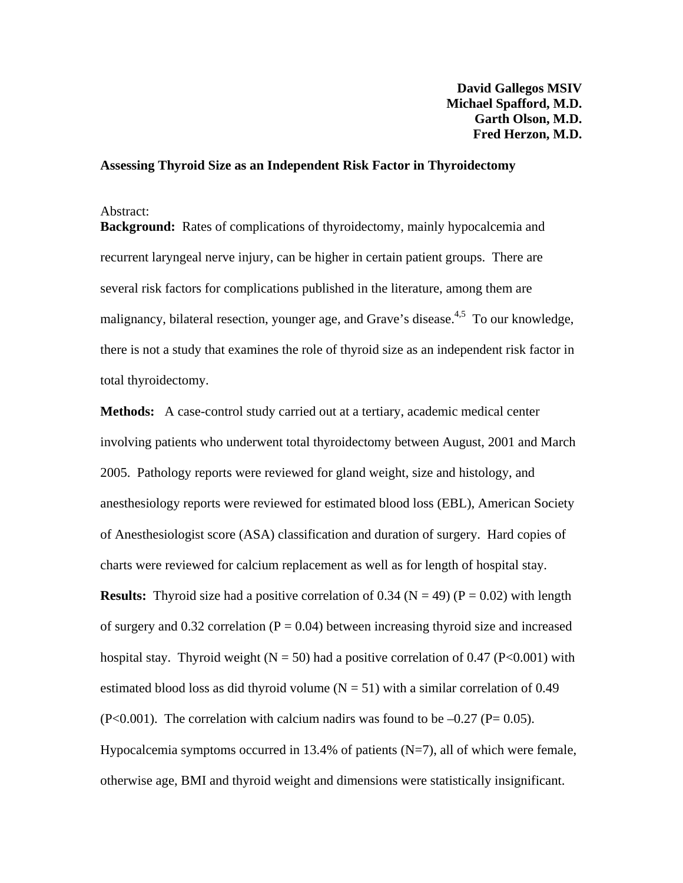**David Gallegos MSIV**
**Michael Spafford, M.D.**
**Garth Olson, M.D.**
**Fred Herzon, M.D.**

**Assessing Thyroid Size as an Independent Risk Factor in Thyroidectomy**

Abstract:

**Background:** Rates of complications of thyroidectomy, mainly hypocalcemia and recurrent laryngeal nerve injury, can be higher in certain patient groups. There are several risk factors for complications published in the literature, among them are malignancy, bilateral resection, younger age, and Grave's disease.[4,5] To our knowledge, there is not a study that examines the role of thyroid size as an independent risk factor in total thyroidectomy.

**Methods:** A case-control study carried out at a tertiary, academic medical center involving patients who underwent total thyroidectomy between August, 2001 and March 2005. Pathology reports were reviewed for gland weight, size and histology, and anesthesiology reports were reviewed for estimated blood loss (EBL), American Society of Anesthesiologist score (ASA) classification and duration of surgery. Hard copies of charts were reviewed for calcium replacement as well as for length of hospital stay.

**Results:** Thyroid size had a positive correlation of 0.34 ($N = 49$) ($P = 0.02$) with length of surgery and 0.32 correlation ($P = 0.04$) between increasing thyroid size and increased hospital stay. Thyroid weight ($N = 50$) had a positive correlation of 0.47 ($P<0.001$) with estimated blood loss as did thyroid volume ($N = 51$) with a similar correlation of 0.49 ($P<0.001$). The correlation with calcium nadirs was found to be –0.27 ($P= 0.05$). Hypocalcemia symptoms occurred in 13.4% of patients ($N=7$), all of which were female, otherwise age, BMI and thyroid weight and dimensions were statistically insignificant.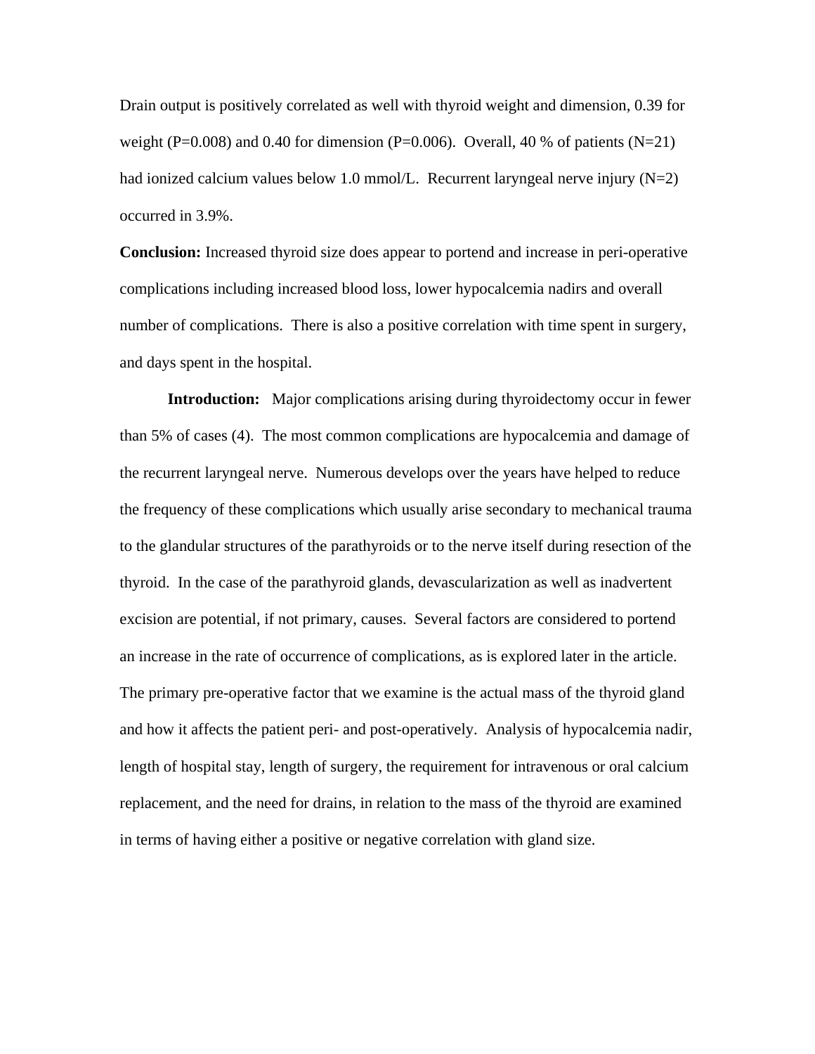Drain output is positively correlated as well with thyroid weight and dimension, 0.39 for weight ($P=0.008$) and 0.40 for dimension ($P=0.006$). Overall, 40 % of patients ($N=21$) had ionized calcium values below 1.0 mmol/L. Recurrent laryngeal nerve injury ($N=2$) occurred in 3.9%.

**Conclusion:** Increased thyroid size does appear to portend and increase in peri-operative complications including increased blood loss, lower hypocalcemia nadirs and overall number of complications. There is also a positive correlation with time spent in surgery, and days spent in the hospital.

**Introduction:** Major complications arising during thyroidectomy occur in fewer than 5% of cases (4). The most common complications are hypocalcemia and damage of the recurrent laryngeal nerve. Numerous develops over the years have helped to reduce the frequency of these complications which usually arise secondary to mechanical trauma to the glandular structures of the parathyroids or to the nerve itself during resection of the thyroid. In the case of the parathyroid glands, devascularization as well as inadvertent excision are potential, if not primary, causes. Several factors are considered to portend an increase in the rate of occurrence of complications, as is explored later in the article. The primary pre-operative factor that we examine is the actual mass of the thyroid gland and how it affects the patient peri- and post-operatively. Analysis of hypocalcemia nadir, length of hospital stay, length of surgery, the requirement for intravenous or oral calcium replacement, and the need for drains, in relation to the mass of the thyroid are examined in terms of having either a positive or negative correlation with gland size.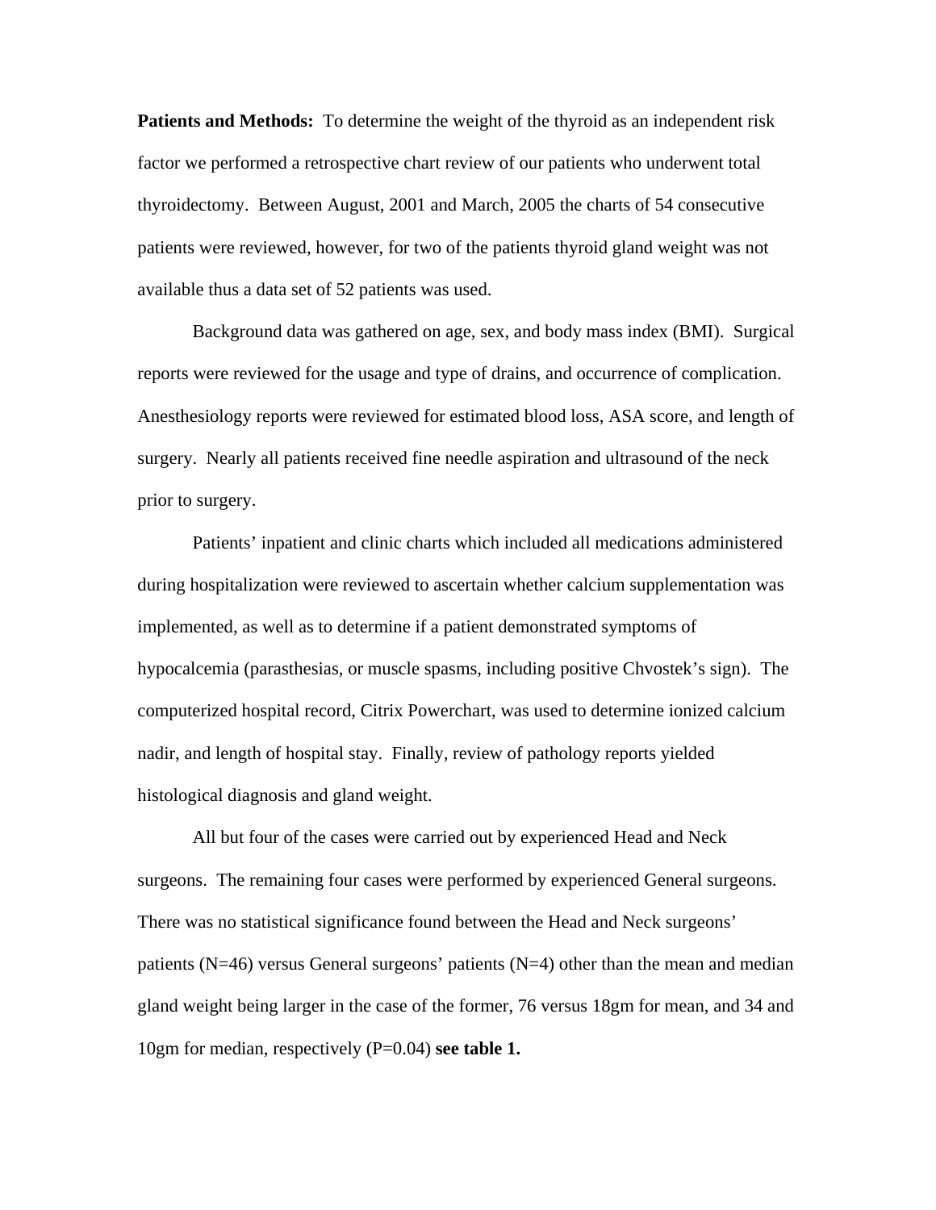**Patients and Methods:** To determine the weight of the thyroid as an independent risk factor we performed a retrospective chart review of our patients who underwent total thyroidectomy. Between August, 2001 and March, 2005 the charts of 54 consecutive patients were reviewed, however, for two of the patients thyroid gland weight was not available thus a data set of 52 patients was used.

Background data was gathered on age, sex, and body mass index (BMI). Surgical reports were reviewed for the usage and type of drains, and occurrence of complication. Anesthesiology reports were reviewed for estimated blood loss, ASA score, and length of surgery. Nearly all patients received fine needle aspiration and ultrasound of the neck prior to surgery.

Patients' inpatient and clinic charts which included all medications administered during hospitalization were reviewed to ascertain whether calcium supplementation was implemented, as well as to determine if a patient demonstrated symptoms of hypocalcemia (parasthesias, or muscle spasms, including positive Chvostek's sign). The computerized hospital record, Citrix Powerchart, was used to determine ionized calcium nadir, and length of hospital stay. Finally, review of pathology reports yielded histological diagnosis and gland weight.

All but four of the cases were carried out by experienced Head and Neck surgeons. The remaining four cases were performed by experienced General surgeons. There was no statistical significance found between the Head and Neck surgeons' patients (N=46) versus General surgeons' patients (N=4) other than the mean and median gland weight being larger in the case of the former, 76 versus 18gm for mean, and 34 and 10gm for median, respectively (P=0.04) **see table 1.**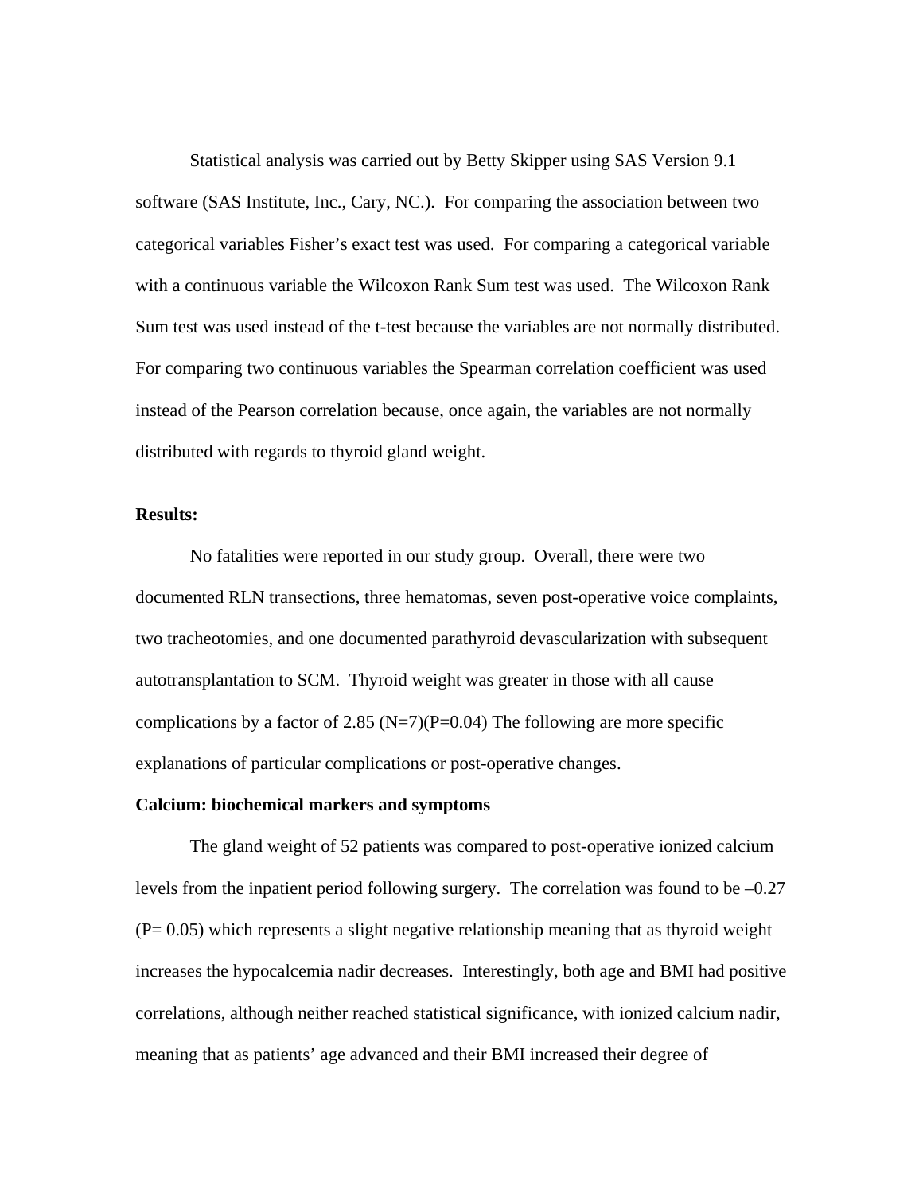Statistical analysis was carried out by Betty Skipper using SAS Version 9.1 software (SAS Institute, Inc., Cary, NC.). For comparing the association between two categorical variables Fisher's exact test was used. For comparing a categorical variable with a continuous variable the Wilcoxon Rank Sum test was used. The Wilcoxon Rank Sum test was used instead of the t-test because the variables are not normally distributed. For comparing two continuous variables the Spearman correlation coefficient was used instead of the Pearson correlation because, once again, the variables are not normally distributed with regards to thyroid gland weight.

**Results:**

No fatalities were reported in our study group. Overall, there were two documented RLN transections, three hematomas, seven post-operative voice complaints, two tracheotomies, and one documented parathyroid devascularization with subsequent autotransplantation to SCM. Thyroid weight was greater in those with all cause complications by a factor of 2.85 (N=7)(P=0.04) The following are more specific explanations of particular complications or post-operative changes.

**Calcium: biochemical markers and symptoms**

The gland weight of 52 patients was compared to post-operative ionized calcium levels from the inpatient period following surgery. The correlation was found to be –0.27 (P= 0.05) which represents a slight negative relationship meaning that as thyroid weight increases the hypocalcemia nadir decreases. Interestingly, both age and BMI had positive correlations, although neither reached statistical significance, with ionized calcium nadir, meaning that as patients' age advanced and their BMI increased their degree of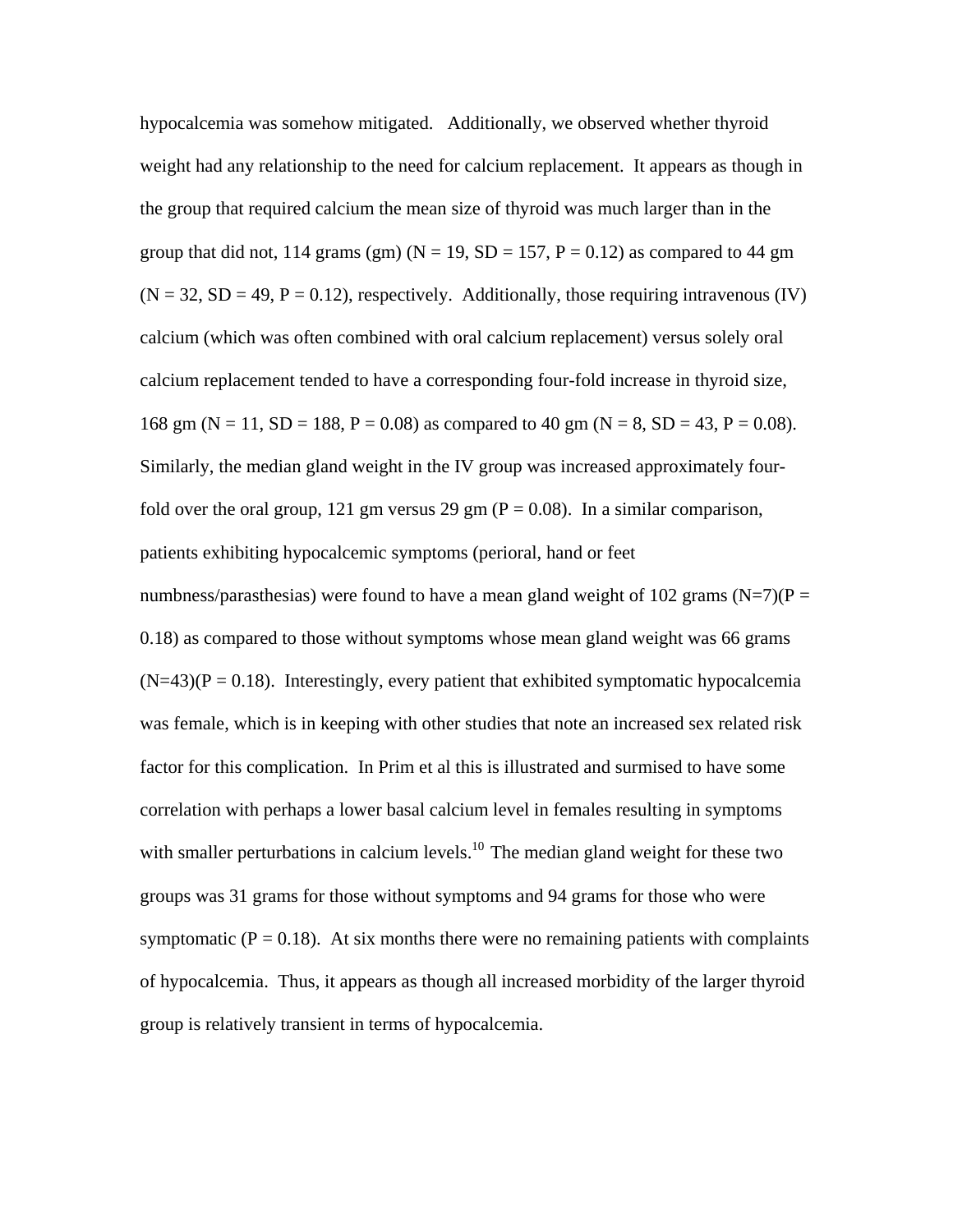hypocalcemia was somehow mitigated. Additionally, we observed whether thyroid weight had any relationship to the need for calcium replacement. It appears as though in the group that required calcium the mean size of thyroid was much larger than in the group that did not, 114 grams (gm) (N = 19, SD = 157, P = 0.12) as compared to 44 gm (N = 32, SD = 49, P = 0.12), respectively. Additionally, those requiring intravenous (IV) calcium (which was often combined with oral calcium replacement) versus solely oral calcium replacement tended to have a corresponding four-fold increase in thyroid size, 168 gm (N = 11, SD = 188, P = 0.08) as compared to 40 gm (N = 8, SD = 43, P = 0.08). Similarly, the median gland weight in the IV group was increased approximately four-fold over the oral group, 121 gm versus 29 gm (P = 0.08). In a similar comparison, patients exhibiting hypocalcemic symptoms (perioral, hand or feet numbness/parasthesias) were found to have a mean gland weight of 102 grams (N=7)(P = 0.18) as compared to those without symptoms whose mean gland weight was 66 grams (N=43)(P = 0.18). Interestingly, every patient that exhibited symptomatic hypocalcemia was female, which is in keeping with other studies that note an increased sex related risk factor for this complication. In Prim et al this is illustrated and surmised to have some correlation with perhaps a lower basal calcium level in females resulting in symptoms with smaller perturbations in calcium levels.[10] The median gland weight for these two groups was 31 grams for those without symptoms and 94 grams for those who were symptomatic (P = 0.18). At six months there were no remaining patients with complaints of hypocalcemia. Thus, it appears as though all increased morbidity of the larger thyroid group is relatively transient in terms of hypocalcemia.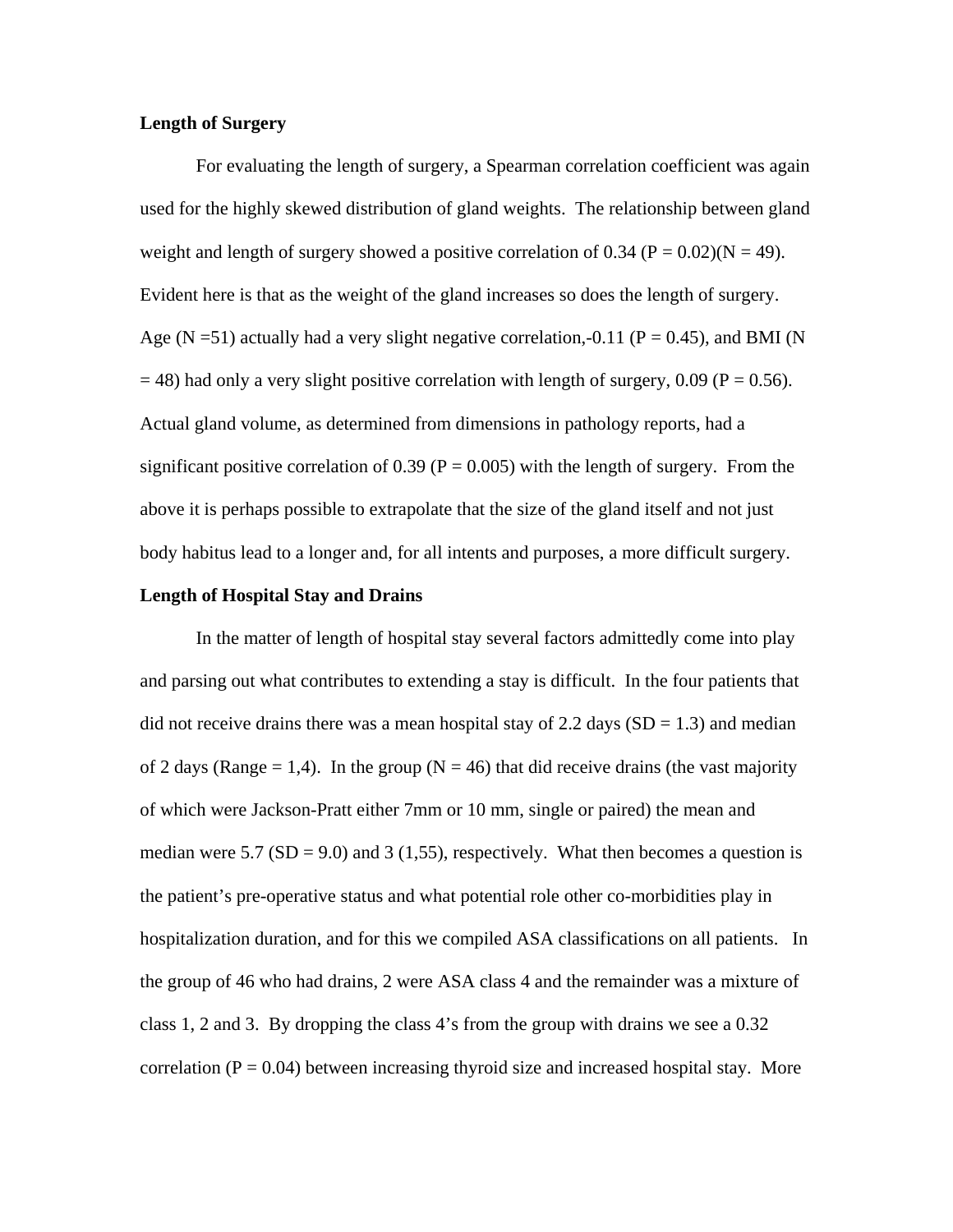**Length of Surgery**

For evaluating the length of surgery, a Spearman correlation coefficient was again used for the highly skewed distribution of gland weights. The relationship between gland weight and length of surgery showed a positive correlation of 0.34 ($P = 0.02$)($N = 49$). Evident here is that as the weight of the gland increases so does the length of surgery. Age ($N = 51$) actually had a very slight negative correlation,-0.11 ($P = 0.45$), and BMI ($N = 48$) had only a very slight positive correlation with length of surgery, 0.09 ($P = 0.56$). Actual gland volume, as determined from dimensions in pathology reports, had a significant positive correlation of 0.39 ($P = 0.005$) with the length of surgery. From the above it is perhaps possible to extrapolate that the size of the gland itself and not just body habitus lead to a longer and, for all intents and purposes, a more difficult surgery.

**Length of Hospital Stay and Drains**

In the matter of length of hospital stay several factors admittedly come into play and parsing out what contributes to extending a stay is difficult. In the four patients that did not receive drains there was a mean hospital stay of 2.2 days ($SD = 1.3$) and median of 2 days (Range = 1,4). In the group ($N = 46$) that did receive drains (the vast majority of which were Jackson-Pratt either 7mm or 10 mm, single or paired) the mean and median were 5.7 ($SD = 9.0$) and 3 (1,55), respectively. What then becomes a question is the patient's pre-operative status and what potential role other co-morbidities play in hospitalization duration, and for this we compiled ASA classifications on all patients. In the group of 46 who had drains, 2 were ASA class 4 and the remainder was a mixture of class 1, 2 and 3. By dropping the class 4's from the group with drains we see a 0.32 correlation ($P = 0.04$) between increasing thyroid size and increased hospital stay. More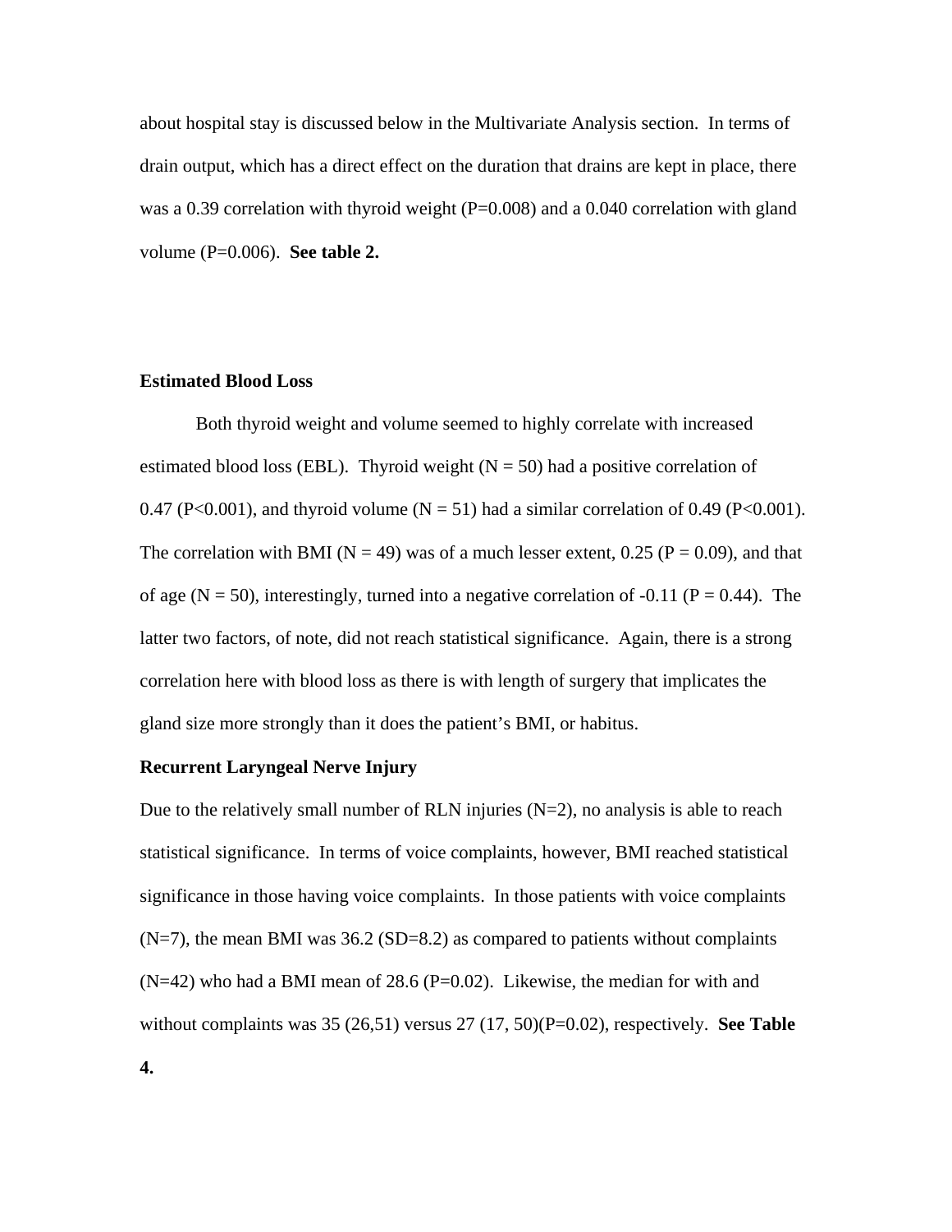about hospital stay is discussed below in the Multivariate Analysis section. In terms of drain output, which has a direct effect on the duration that drains are kept in place, there was a 0.39 correlation with thyroid weight ($P=0.008$) and a 0.040 correlation with gland volume ($P=0.006$). **See table 2.**

**Estimated Blood Loss**

Both thyroid weight and volume seemed to highly correlate with increased estimated blood loss (EBL). Thyroid weight ($N = 50$) had a positive correlation of 0.47 ($P<0.001$), and thyroid volume ($N = 51$) had a similar correlation of 0.49 ($P<0.001$). The correlation with BMI ($N = 49$) was of a much lesser extent, 0.25 ($P = 0.09$), and that of age ($N = 50$), interestingly, turned into a negative correlation of -0.11 ($P = 0.44$). The latter two factors, of note, did not reach statistical significance. Again, there is a strong correlation here with blood loss as there is with length of surgery that implicates the gland size more strongly than it does the patient's BMI, or habitus.

**Recurrent Laryngeal Nerve Injury**

Due to the relatively small number of RLN injuries ($N=2$), no analysis is able to reach statistical significance. In terms of voice complaints, however, BMI reached statistical significance in those having voice complaints. In those patients with voice complaints ($N=7$), the mean BMI was 36.2 ($SD=8.2$) as compared to patients without complaints ($N=42$) who had a BMI mean of 28.6 ($P=0.02$). Likewise, the median for with and without complaints was 35 (26,51) versus 27 (17, 50)($P=0.02$), respectively. **See Table 4.**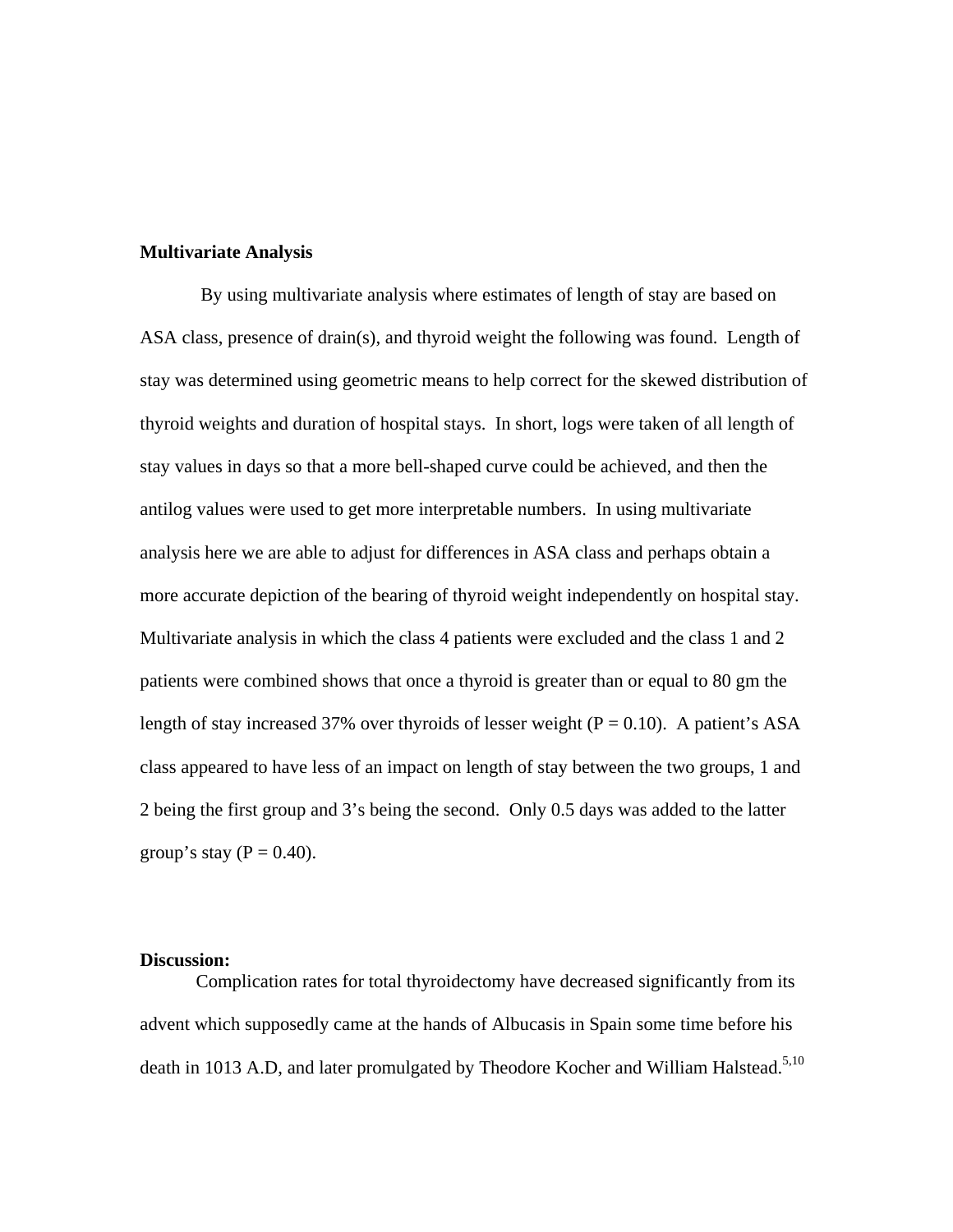**Multivariate Analysis**

By using multivariate analysis where estimates of length of stay are based on ASA class, presence of drain(s), and thyroid weight the following was found. Length of stay was determined using geometric means to help correct for the skewed distribution of thyroid weights and duration of hospital stays. In short, logs were taken of all length of stay values in days so that a more bell-shaped curve could be achieved, and then the antilog values were used to get more interpretable numbers. In using multivariate analysis here we are able to adjust for differences in ASA class and perhaps obtain a more accurate depiction of the bearing of thyroid weight independently on hospital stay. Multivariate analysis in which the class 4 patients were excluded and the class 1 and 2 patients were combined shows that once a thyroid is greater than or equal to 80 gm the length of stay increased 37% over thyroids of lesser weight ($P = 0.10$). A patient's ASA class appeared to have less of an impact on length of stay between the two groups, 1 and 2 being the first group and 3's being the second. Only 0.5 days was added to the latter group's stay ($P = 0.40$).

**Discussion:**

Complication rates for total thyroidectomy have decreased significantly from its advent which supposedly came at the hands of Albucasis in Spain some time before his death in 1013 A.D, and later promulgated by Theodore Kocher and William Halstead.[5,10]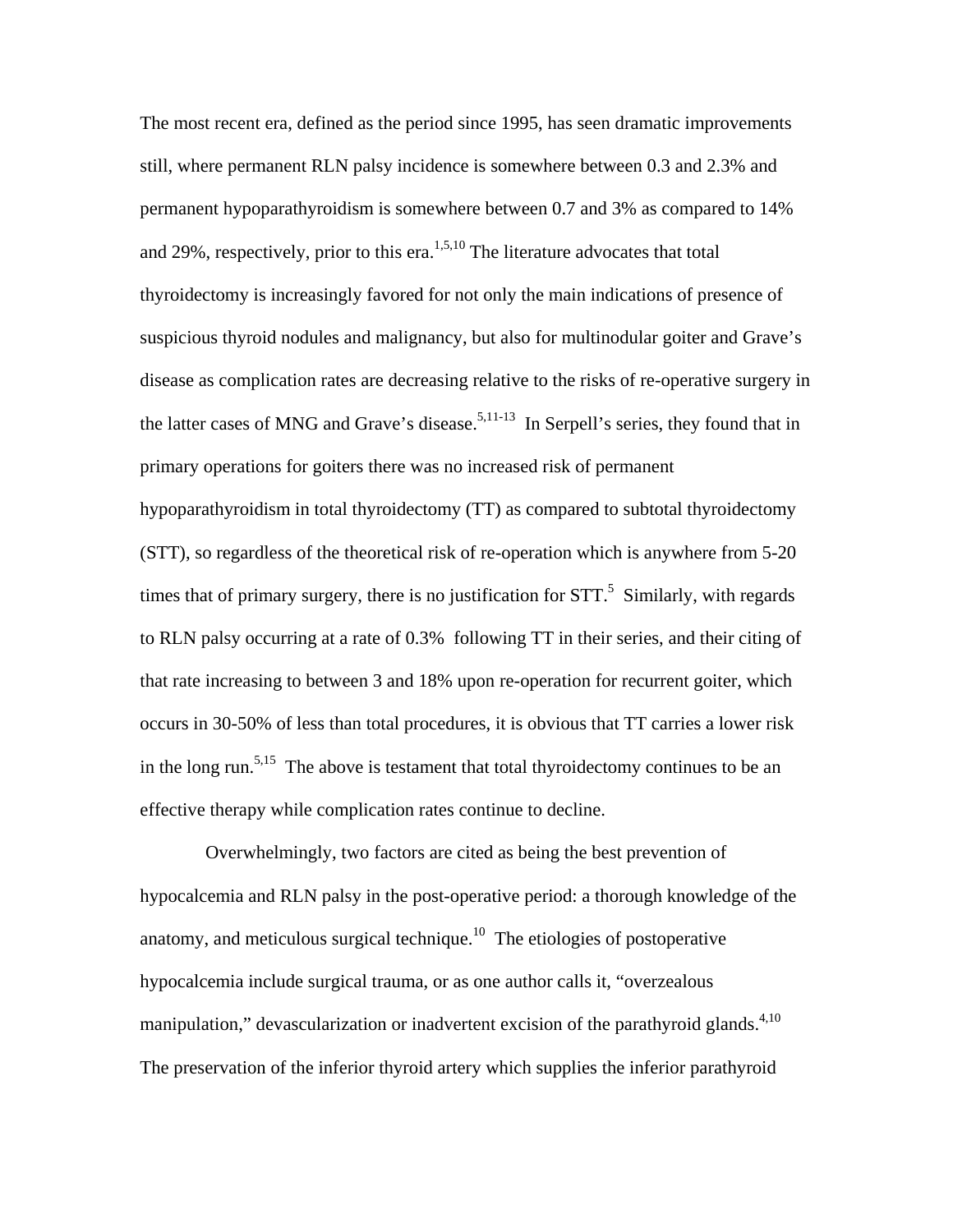The most recent era, defined as the period since 1995, has seen dramatic improvements still, where permanent RLN palsy incidence is somewhere between 0.3 and 2.3% and permanent hypoparathyroidism is somewhere between 0.7 and 3% as compared to 14% and 29%, respectively, prior to this era.[1,5,10] The literature advocates that total thyroidectomy is increasingly favored for not only the main indications of presence of suspicious thyroid nodules and malignancy, but also for multinodular goiter and Grave's disease as complication rates are decreasing relative to the risks of re-operative surgery in the latter cases of MNG and Grave's disease.[5,11-13] In Serpell's series, they found that in primary operations for goiters there was no increased risk of permanent hypoparathyroidism in total thyroidectomy (TT) as compared to subtotal thyroidectomy (STT), so regardless of the theoretical risk of re-operation which is anywhere from 5-20 times that of primary surgery, there is no justification for STT.[5] Similarly, with regards to RLN palsy occurring at a rate of 0.3% following TT in their series, and their citing of that rate increasing to between 3 and 18% upon re-operation for recurrent goiter, which occurs in 30-50% of less than total procedures, it is obvious that TT carries a lower risk in the long run.[5,15] The above is testament that total thyroidectomy continues to be an effective therapy while complication rates continue to decline.

Overwhelmingly, two factors are cited as being the best prevention of hypocalcemia and RLN palsy in the post-operative period: a thorough knowledge of the anatomy, and meticulous surgical technique.[10] The etiologies of postoperative hypocalcemia include surgical trauma, or as one author calls it, "overzealous manipulation," devascularization or inadvertent excision of the parathyroid glands.[4,10] The preservation of the inferior thyroid artery which supplies the inferior parathyroid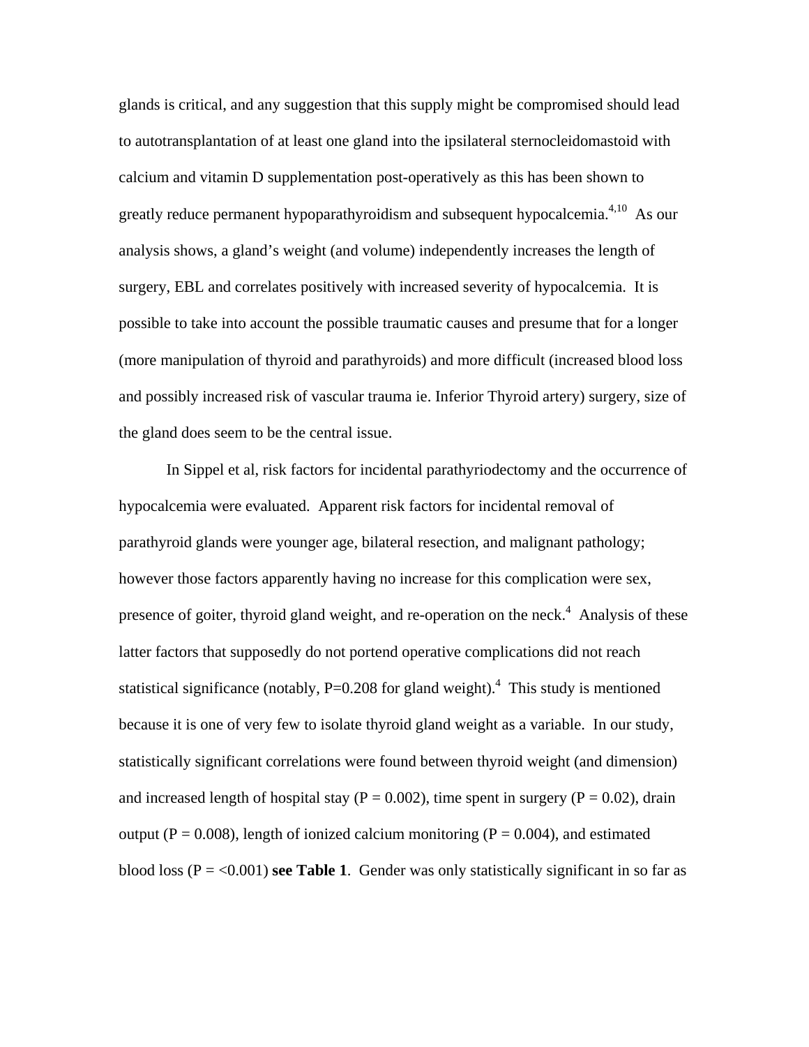glands is critical, and any suggestion that this supply might be compromised should lead to autotransplantation of at least one gland into the ipsilateral sternocleidomastoid with calcium and vitamin D supplementation post-operatively as this has been shown to greatly reduce permanent hypoparathyroidism and subsequent hypocalcemia.[4,10] As our analysis shows, a gland's weight (and volume) independently increases the length of surgery, EBL and correlates positively with increased severity of hypocalcemia. It is possible to take into account the possible traumatic causes and presume that for a longer (more manipulation of thyroid and parathyroids) and more difficult (increased blood loss and possibly increased risk of vascular trauma ie. Inferior Thyroid artery) surgery, size of the gland does seem to be the central issue.

In Sippel et al, risk factors for incidental parathyriodectomy and the occurrence of hypocalcemia were evaluated. Apparent risk factors for incidental removal of parathyroid glands were younger age, bilateral resection, and malignant pathology; however those factors apparently having no increase for this complication were sex, presence of goiter, thyroid gland weight, and re-operation on the neck.[4] Analysis of these latter factors that supposedly do not portend operative complications did not reach statistical significance (notably, P=0.208 for gland weight).[4] This study is mentioned because it is one of very few to isolate thyroid gland weight as a variable. In our study, statistically significant correlations were found between thyroid weight (and dimension) and increased length of hospital stay (P = 0.002), time spent in surgery (P = 0.02), drain output (P = 0.008), length of ionized calcium monitoring (P = 0.004), and estimated blood loss (P = <0.001) **see Table 1**. Gender was only statistically significant in so far as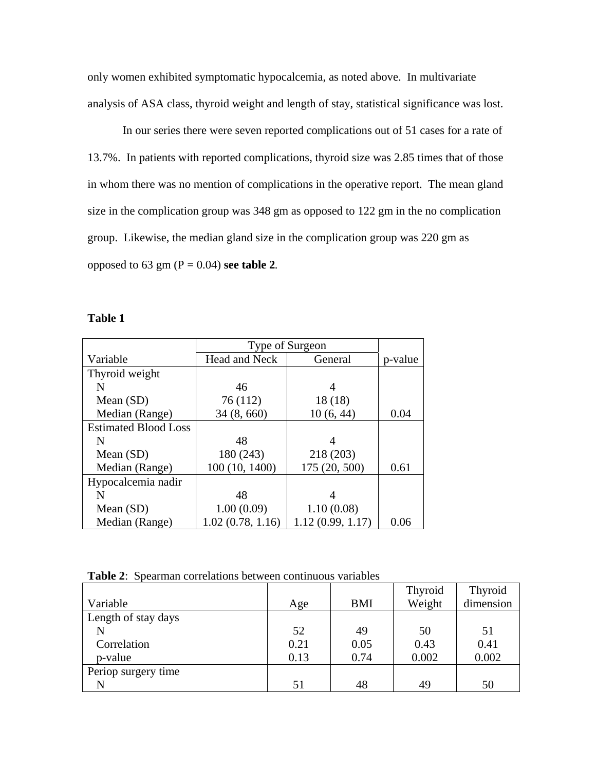only women exhibited symptomatic hypocalcemia, as noted above. In multivariate analysis of ASA class, thyroid weight and length of stay, statistical significance was lost.

In our series there were seven reported complications out of 51 cases for a rate of 13.7%. In patients with reported complications, thyroid size was 2.85 times that of those in whom there was no mention of complications in the operative report. The mean gland size in the complication group was 348 gm as opposed to 122 gm in the no complication group. Likewise, the median gland size in the complication group was 220 gm as opposed to 63 gm (P = 0.04) **see table 2**.

**Table 1**

| | Type of Surgeon | | |
|---|---|---|---|
| Variable | Head and Neck | General | p-value |
| Thyroid weight | | | |
| N | 46 | 4 | |
| Mean (SD) | 76 (112) | 18 (18) | |
| Median (Range) | 34 (8, 660) | 10 (6, 44) | 0.04 |
| Estimated Blood Loss | | | |
| N | 48 | 4 | |
| Mean (SD) | 180 (243) | 218 (203) | |
| Median (Range) | 100 (10, 1400) | 175 (20, 500) | 0.61 |
| Hypocalcemia nadir | | | |
| N | 48 | 4 | |
| Mean (SD) | 1.00 (0.09) | 1.10 (0.08) | |
| Median (Range) | 1.02 (0.78, 1.16) | 1.12 (0.99, 1.17) | 0.06 |

**Table 2**: Spearman correlations between continuous variables

| Variable | Age | BMI | Thyroid Weight | Thyroid dimension |
|---|---|---|---|---|
| Length of stay days | | | | |
| N | 52 | 49 | 50 | 51 |
| Correlation | 0.21 | 0.05 | 0.43 | 0.41 |
| p-value | 0.13 | 0.74 | 0.002 | 0.002 |
| Periop surgery time | | | | |
| N | 51 | 48 | 49 | 50 |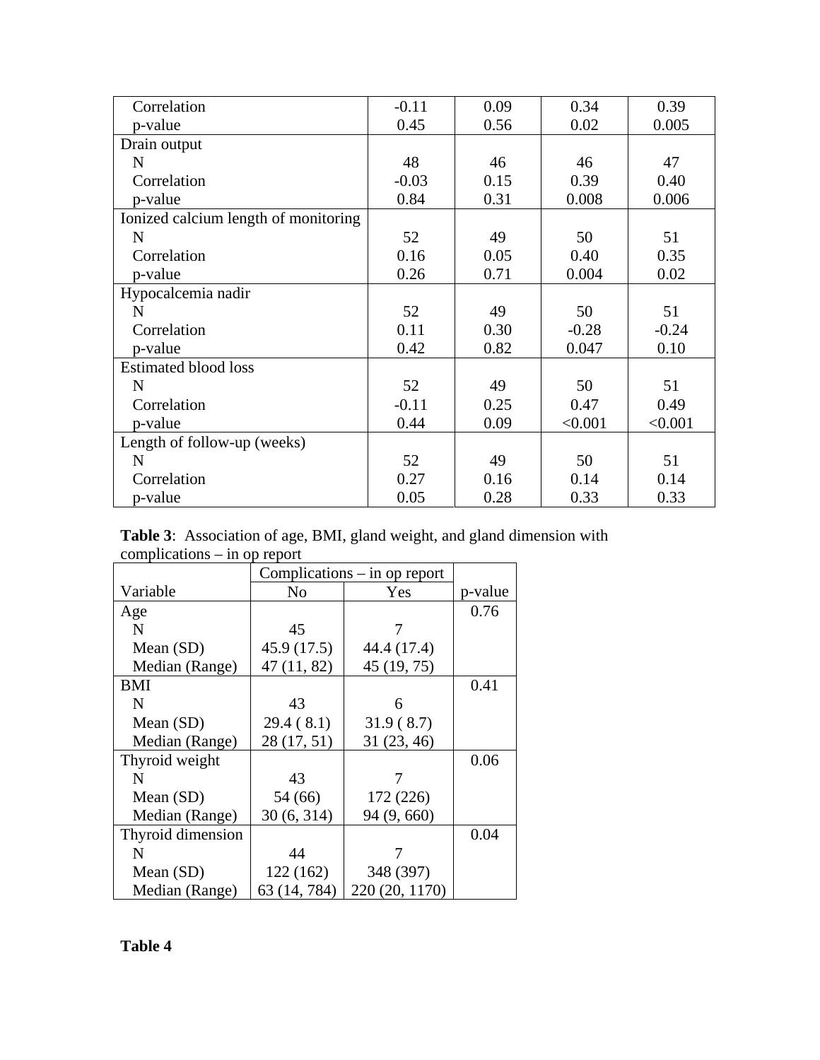| | | | | |
|---|---|---|---|---|
| Correlation | -0.11 | 0.09 | 0.34 | 0.39 |
| p-value | 0.45 | 0.56 | 0.02 | 0.005 |
| Drain output | | | | |
| N | 48 | 46 | 46 | 47 |
| Correlation | -0.03 | 0.15 | 0.39 | 0.40 |
| p-value | 0.84 | 0.31 | 0.008 | 0.006 |
| Ionized calcium length of monitoring | | | | |
| N | 52 | 49 | 50 | 51 |
| Correlation | 0.16 | 0.05 | 0.40 | 0.35 |
| p-value | 0.26 | 0.71 | 0.004 | 0.02 |
| Hypocalcemia nadir | | | | |
| N | 52 | 49 | 50 | 51 |
| Correlation | 0.11 | 0.30 | -0.28 | -0.24 |
| p-value | 0.42 | 0.82 | 0.047 | 0.10 |
| Estimated blood loss | | | | |
| N | 52 | 49 | 50 | 51 |
| Correlation | -0.11 | 0.25 | 0.47 | 0.49 |
| p-value | 0.44 | 0.09 | <0.001 | <0.001 |
| Length of follow-up (weeks) | | | | |
| N | 52 | 49 | 50 | 51 |
| Correlation | 0.27 | 0.16 | 0.14 | 0.14 |
| p-value | 0.05 | 0.28 | 0.33 | 0.33 |

**Table 3**: Association of age, BMI, gland weight, and gland dimension with complications – in op report

| | Complications – in op report | | |
|---|---|---|---|
| Variable | No | Yes | p-value |
| Age | | | 0.76 |
| N | 45 | 7 | |
| Mean (SD) | 45.9 (17.5) | 44.4 (17.4) | |
| Median (Range) | 47 (11, 82) | 45 (19, 75) | |
| BMI | | | 0.41 |
| N | 43 | 6 | |
| Mean (SD) | 29.4 ( 8.1) | 31.9 ( 8.7) | |
| Median (Range) | 28 (17, 51) | 31 (23, 46) | |
| Thyroid weight | | | 0.06 |
| N | 43 | 7 | |
| Mean (SD) | 54 (66) | 172 (226) | |
| Median (Range) | 30 (6, 314) | 94 (9, 660) | |
| Thyroid dimension | | | 0.04 |
| N | 44 | 7 | |
| Mean (SD) | 122 (162) | 348 (397) | |
| Median (Range) | 63 (14, 784) | 220 (20, 1170) | |

**Table 4**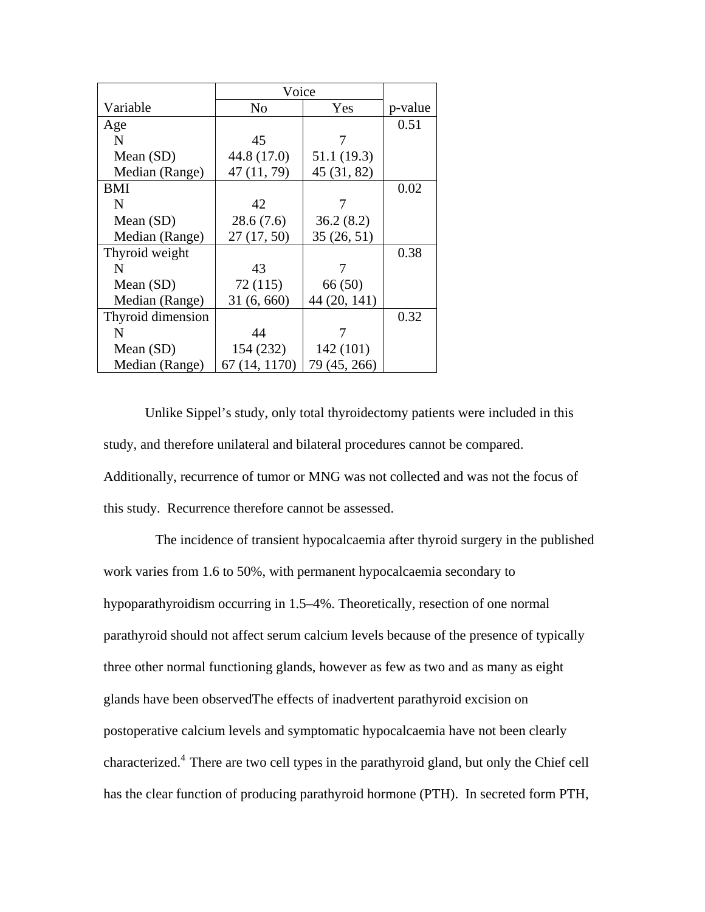| Variable | Voice | | p-value |
|---|---|---|---|
| | No | Yes | |
| Age | | | 0.51 |
| N | 45 | 7 | |
| Mean (SD) | 44.8 (17.0) | 51.1 (19.3) | |
| Median (Range) | 47 (11, 79) | 45 (31, 82) | |
| BMI | | | 0.02 |
| N | 42 | 7 | |
| Mean (SD) | 28.6 (7.6) | 36.2 (8.2) | |
| Median (Range) | 27 (17, 50) | 35 (26, 51) | |
| Thyroid weight | | | 0.38 |
| N | 43 | 7 | |
| Mean (SD) | 72 (115) | 66 (50) | |
| Median (Range) | 31 (6, 660) | 44 (20, 141) | |
| Thyroid dimension | | | 0.32 |
| N | 44 | 7 | |
| Mean (SD) | 154 (232) | 142 (101) | |
| Median (Range) | 67 (14, 1170) | 79 (45, 266) | |

Unlike Sippel's study, only total thyroidectomy patients were included in this study, and therefore unilateral and bilateral procedures cannot be compared. Additionally, recurrence of tumor or MNG was not collected and was not the focus of this study. Recurrence therefore cannot be assessed.

The incidence of transient hypocalcaemia after thyroid surgery in the published work varies from 1.6 to 50%, with permanent hypocalcaemia secondary to hypoparathyroidism occurring in 1.5–4%. Theoretically, resection of one normal parathyroid should not affect serum calcium levels because of the presence of typically three other normal functioning glands, however as few as two and as many as eight glands have been observedThe effects of inadvertent parathyroid excision on postoperative calcium levels and symptomatic hypocalcaemia have not been clearly characterized.[4] There are two cell types in the parathyroid gland, but only the Chief cell has the clear function of producing parathyroid hormone (PTH). In secreted form PTH,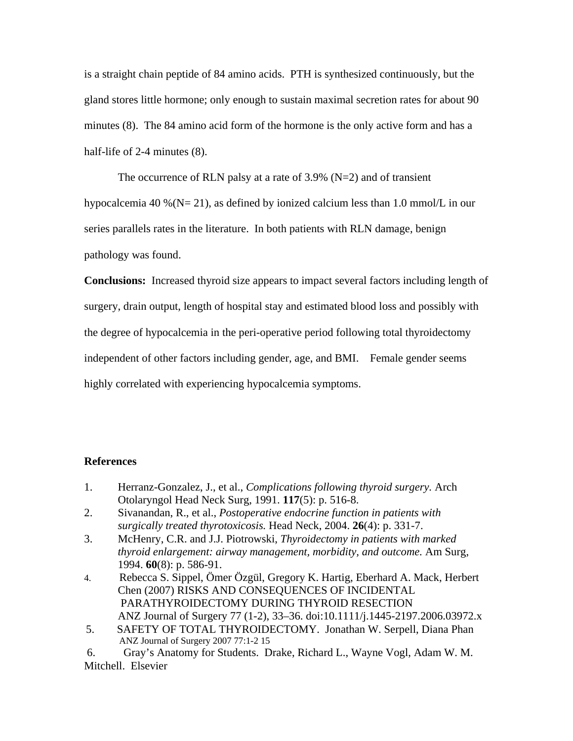is a straight chain peptide of 84 amino acids. PTH is synthesized continuously, but the gland stores little hormone; only enough to sustain maximal secretion rates for about 90 minutes (8). The 84 amino acid form of the hormone is the only active form and has a half-life of 2-4 minutes (8).

The occurrence of RLN palsy at a rate of 3.9% (N=2) and of transient hypocalcemia 40 %(N= 21), as defined by ionized calcium less than 1.0 mmol/L in our series parallels rates in the literature. In both patients with RLN damage, benign pathology was found.

**Conclusions:** Increased thyroid size appears to impact several factors including length of surgery, drain output, length of hospital stay and estimated blood loss and possibly with the degree of hypocalcemia in the peri-operative period following total thyroidectomy independent of other factors including gender, age, and BMI. Female gender seems highly correlated with experiencing hypocalcemia symptoms.

**References**

1. Herranz-Gonzalez, J., et al., *Complications following thyroid surgery.* Arch Otolaryngol Head Neck Surg, 1991. **117**(5): p. 516-8.
2. Sivanandan, R., et al., *Postoperative endocrine function in patients with surgically treated thyrotoxicosis.* Head Neck, 2004. **26**(4): p. 331-7.
3. McHenry, C.R. and J.J. Piotrowski, *Thyroidectomy in patients with marked thyroid enlargement: airway management, morbidity, and outcome.* Am Surg, 1994. **60**(8): p. 586-91.
4. Rebecca S. Sippel, Ömer Özgül, Gregory K. Hartig, Eberhard A. Mack, Herbert Chen (2007) RISKS AND CONSEQUENCES OF INCIDENTAL PARATHYROIDECTOMY DURING THYROID RESECTION ANZ Journal of Surgery 77 (1-2), 33–36. doi:10.1111/j.1445-2197.2006.03972.x
5. SAFETY OF TOTAL THYROIDECTOMY. Jonathan W. Serpell, Diana Phan ANZ Journal of Surgery 2007 77:1-2 15
6. Gray's Anatomy for Students. Drake, Richard L., Wayne Vogl, Adam W. M. Mitchell. Elsevier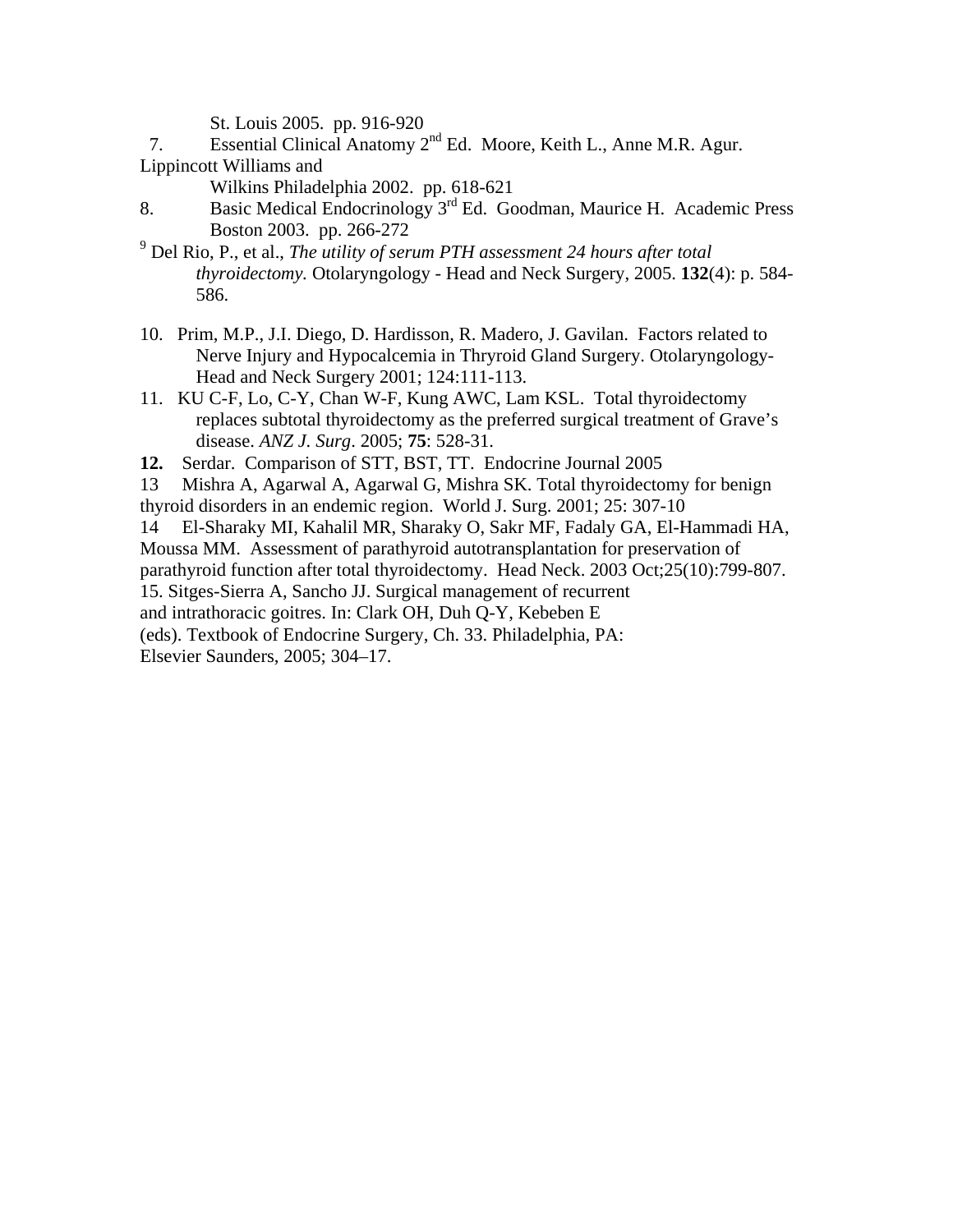St. Louis 2005. pp. 916-920

7. Essential Clinical Anatomy 2nd Ed. Moore, Keith L., Anne M.R. Agur. Lippincott Williams and Wilkins Philadelphia 2002. pp. 618-621

8. Basic Medical Endocrinology 3rd Ed. Goodman, Maurice H. Academic Press Boston 2003. pp. 266-272

[9] Del Rio, P., et al., *The utility of serum PTH assessment 24 hours after total thyroidectomy.* Otolaryngology - Head and Neck Surgery, 2005. **132**(4): p. 584-586.

10. Prim, M.P., J.I. Diego, D. Hardisson, R. Madero, J. Gavilan. Factors related to Nerve Injury and Hypocalcemia in Thryroid Gland Surgery. Otolaryngology-Head and Neck Surgery 2001; 124:111-113.

11. KU C-F, Lo, C-Y, Chan W-F, Kung AWC, Lam KSL. Total thyroidectomy replaces subtotal thyroidectomy as the preferred surgical treatment of Grave's disease. *ANZ J. Surg*. 2005; **75**: 528-31.

**12.** Serdar. Comparison of STT, BST, TT. Endocrine Journal 2005

13 Mishra A, Agarwal A, Agarwal G, Mishra SK. Total thyroidectomy for benign thyroid disorders in an endemic region. World J. Surg. 2001; 25: 307-10

14 El-Sharaky MI, Kahalil MR, Sharaky O, Sakr MF, Fadaly GA, El-Hammadi HA, Moussa MM. Assessment of parathyroid autotransplantation for preservation of parathyroid function after total thyroidectomy. Head Neck. 2003 Oct;25(10):799-807.

15. Sitges-Sierra A, Sancho JJ. Surgical management of recurrent and intrathoracic goitres. In: Clark OH, Duh Q-Y, Kebeben E (eds). Textbook of Endocrine Surgery, Ch. 33. Philadelphia, PA: Elsevier Saunders, 2005; 304–17.